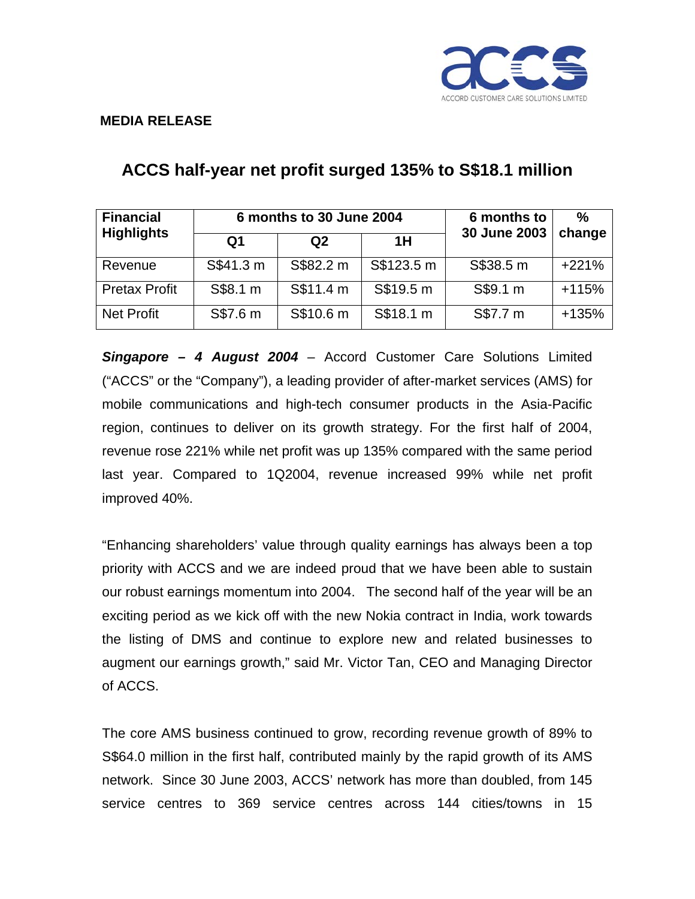**MEDIA RELEASE**

# ACCS half-year net profit surged 135% to S$18.1 million

| Financial Highlights | 6 months to 30 June 2004 | | | 6 months to 30 June 2003 | % change |
|---|---|---|---|---|---|
| | Q1 | Q2 | 1H | | |
| Revenue | S$41.3 m | S$82.2 m | S$123.5 m | S$38.5 m | +221% |
| Pretax Profit | S$8.1 m | S$11.4 m | S$19.5 m | S$9.1 m | +115% |
| Net Profit | S$7.6 m | S$10.6 m | S$18.1 m | S$7.7 m | +135% |

***Singapore – 4 August 2004*** – Accord Customer Care Solutions Limited ("ACCS" or the "Company"), a leading provider of after-market services (AMS) for mobile communications and high-tech consumer products in the Asia-Pacific region, continues to deliver on its growth strategy. For the first half of 2004, revenue rose 221% while net profit was up 135% compared with the same period last year. Compared to 1Q2004, revenue increased 99% while net profit improved 40%.

"Enhancing shareholders' value through quality earnings has always been a top priority with ACCS and we are indeed proud that we have been able to sustain our robust earnings momentum into 2004. The second half of the year will be an exciting period as we kick off with the new Nokia contract in India, work towards the listing of DMS and continue to explore new and related businesses to augment our earnings growth," said Mr. Victor Tan, CEO and Managing Director of ACCS.

The core AMS business continued to grow, recording revenue growth of 89% to S$64.0 million in the first half, contributed mainly by the rapid growth of its AMS network. Since 30 June 2003, ACCS' network has more than doubled, from 145 service centres to 369 service centres across 144 cities/towns in 15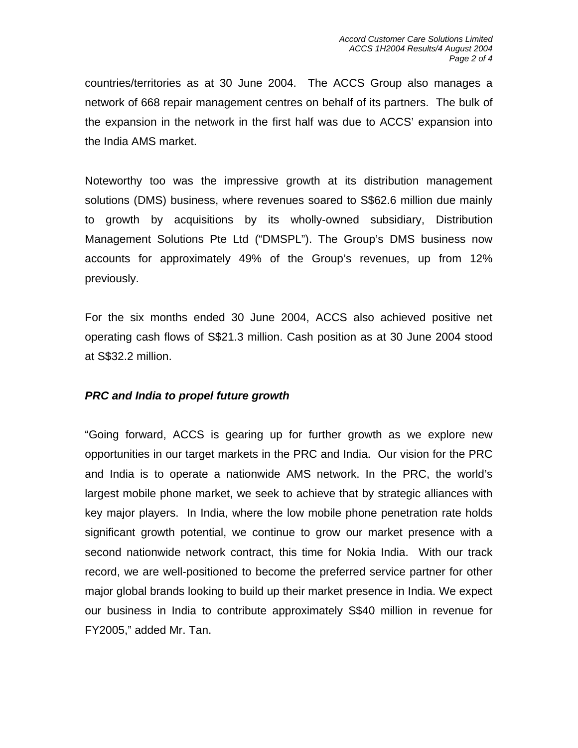countries/territories as at 30 June 2004. The ACCS Group also manages a network of 668 repair management centres on behalf of its partners. The bulk of the expansion in the network in the first half was due to ACCS' expansion into the India AMS market.

Noteworthy too was the impressive growth at its distribution management solutions (DMS) business, where revenues soared to S$62.6 million due mainly to growth by acquisitions by its wholly-owned subsidiary, Distribution Management Solutions Pte Ltd ("DMSPL"). The Group's DMS business now accounts for approximately 49% of the Group's revenues, up from 12% previously.

For the six months ended 30 June 2004, ACCS also achieved positive net operating cash flows of S$21.3 million. Cash position as at 30 June 2004 stood at S$32.2 million.

***PRC and India to propel future growth***

"Going forward, ACCS is gearing up for further growth as we explore new opportunities in our target markets in the PRC and India. Our vision for the PRC and India is to operate a nationwide AMS network. In the PRC, the world's largest mobile phone market, we seek to achieve that by strategic alliances with key major players. In India, where the low mobile phone penetration rate holds significant growth potential, we continue to grow our market presence with a second nationwide network contract, this time for Nokia India. With our track record, we are well-positioned to become the preferred service partner for other major global brands looking to build up their market presence in India. We expect our business in India to contribute approximately S$40 million in revenue for FY2005," added Mr. Tan.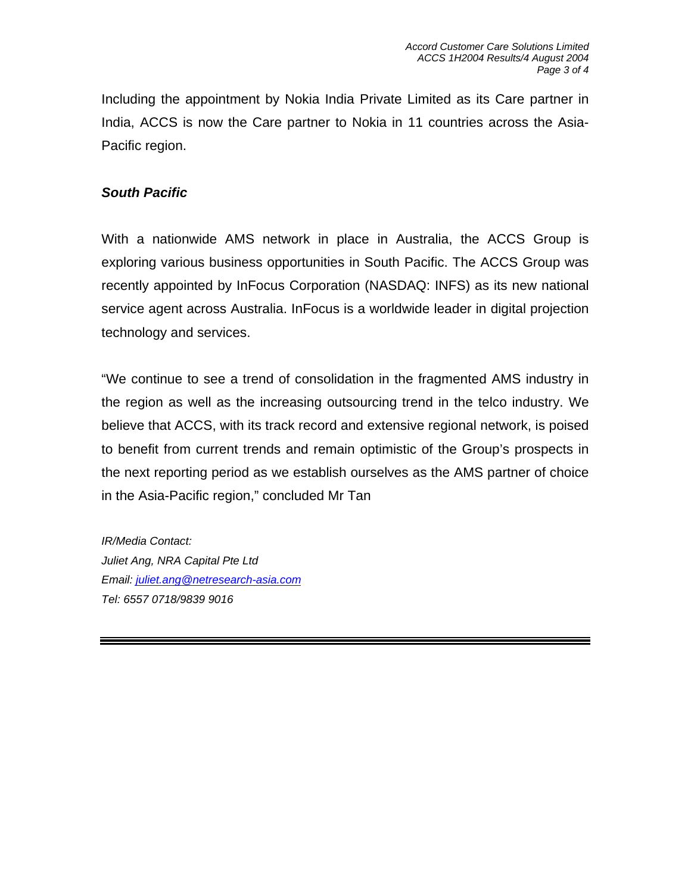Including the appointment by Nokia India Private Limited as its Care partner in India, ACCS is now the Care partner to Nokia in 11 countries across the Asia-Pacific region.

***South Pacific***

With a nationwide AMS network in place in Australia, the ACCS Group is exploring various business opportunities in South Pacific. The ACCS Group was recently appointed by InFocus Corporation (NASDAQ: INFS) as its new national service agent across Australia. InFocus is a worldwide leader in digital projection technology and services.

"We continue to see a trend of consolidation in the fragmented AMS industry in the region as well as the increasing outsourcing trend in the telco industry. We believe that ACCS, with its track record and extensive regional network, is poised to benefit from current trends and remain optimistic of the Group's prospects in the next reporting period as we establish ourselves as the AMS partner of choice in the Asia-Pacific region," concluded Mr Tan

*IR/Media Contact:*
*Juliet Ang, NRA Capital Pte Ltd*
*Email: juliet.ang@netresearch-asia.com*
*Tel: 6557 0718/9839 9016*

---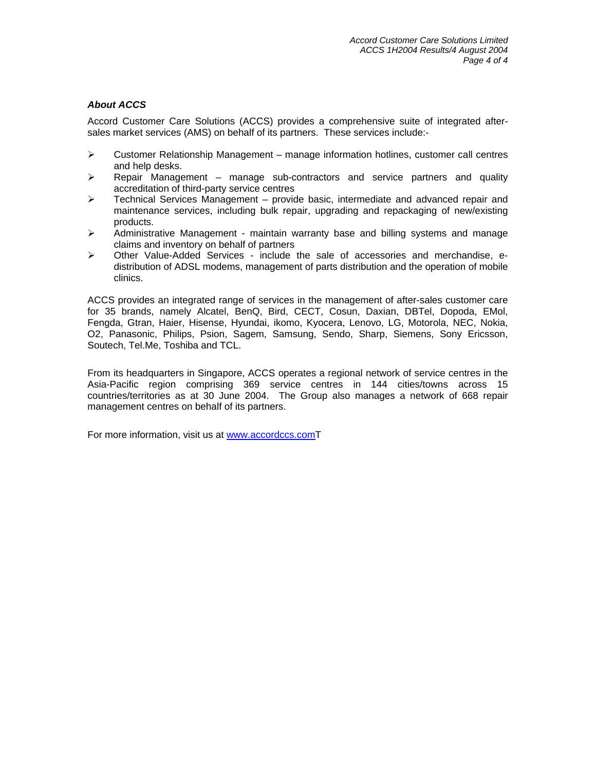***About ACCS***

Accord Customer Care Solutions (ACCS) provides a comprehensive suite of integrated after-sales market services (AMS) on behalf of its partners. These services include:-

- Customer Relationship Management – manage information hotlines, customer call centres and help desks.
- Repair Management – manage sub-contractors and service partners and quality accreditation of third-party service centres
- Technical Services Management – provide basic, intermediate and advanced repair and maintenance services, including bulk repair, upgrading and repackaging of new/existing products.
- Administrative Management - maintain warranty base and billing systems and manage claims and inventory on behalf of partners
- Other Value-Added Services - include the sale of accessories and merchandise, e-distribution of ADSL modems, management of parts distribution and the operation of mobile clinics.

ACCS provides an integrated range of services in the management of after-sales customer care for 35 brands, namely Alcatel, BenQ, Bird, CECT, Cosun, Daxian, DBTel, Dopoda, EMol, Fengda, Gtran, Haier, Hisense, Hyundai, ikomo, Kyocera, Lenovo, LG, Motorola, NEC, Nokia, O2, Panasonic, Philips, Psion, Sagem, Samsung, Sendo, Sharp, Siemens, Sony Ericsson, Soutech, Tel.Me, Toshiba and TCL.

From its headquarters in Singapore, ACCS operates a regional network of service centres in the Asia-Pacific region comprising 369 service centres in 144 cities/towns across 15 countries/territories as at 30 June 2004. The Group also manages a network of 668 repair management centres on behalf of its partners.

For more information, visit us at www.accordccs.comT